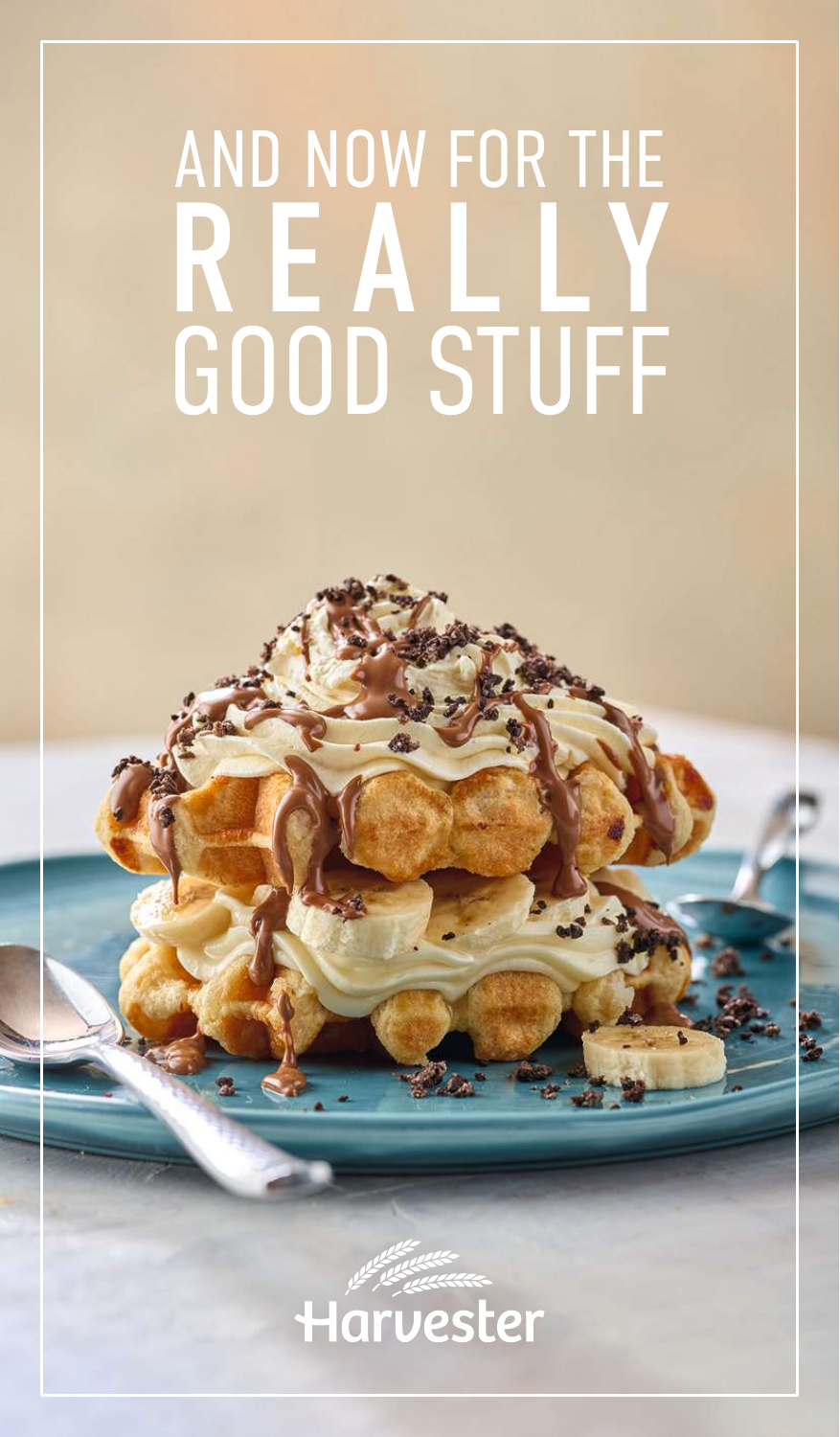# AND NOW FOR THE REALLY GOOD STUFF

Harvester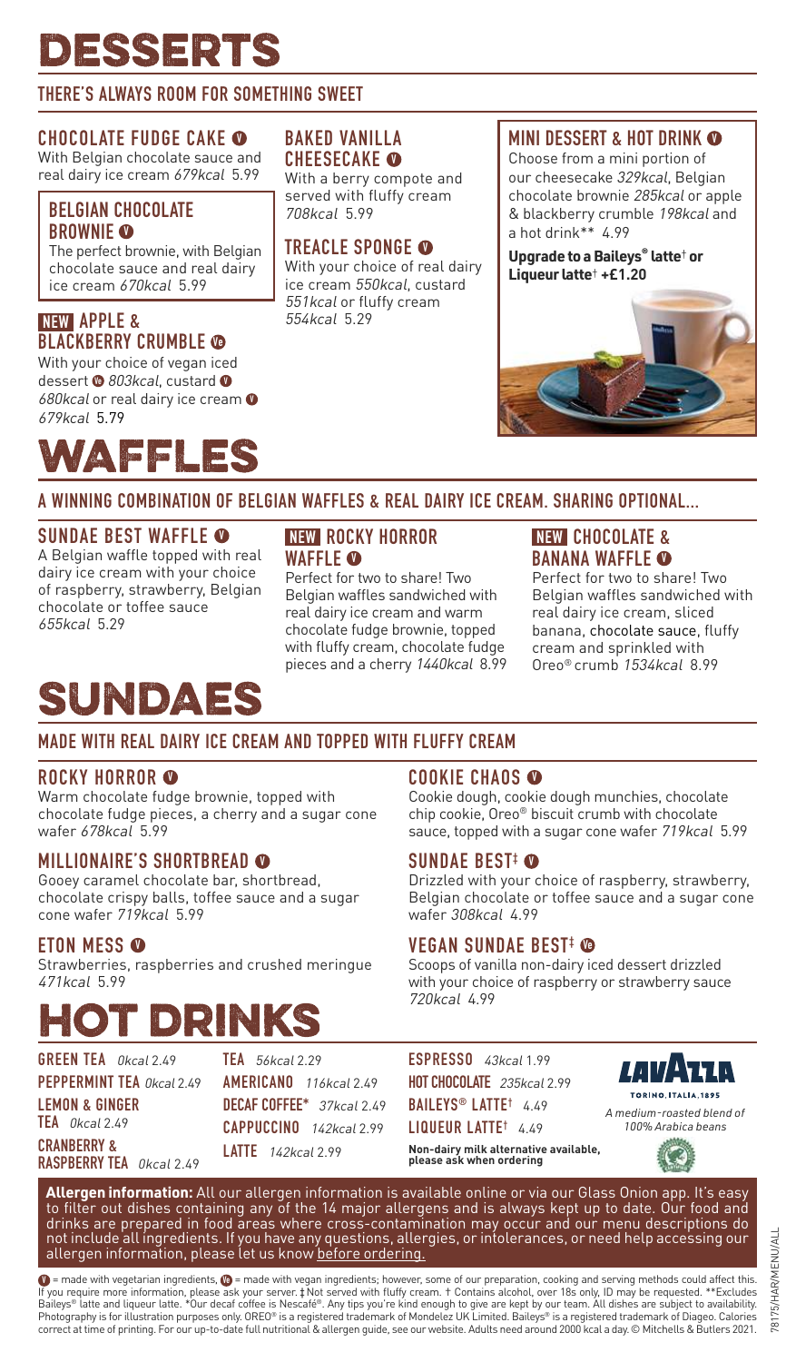# DESSERTS

## THERE'S ALWAYS ROOM FOR SOMETHING SWEET

### CHOCOLATE FUDGE CAKE (V)
With Belgian chocolate sauce and real dairy ice cream *679kcal* 5.99

### BELGIAN CHOCOLATE BROWNIE (V)
The perfect brownie, with Belgian chocolate sauce and real dairy ice cream *670kcal* 5.99

### NEW APPLE & BLACKBERRY CRUMBLE (Ve)
With your choice of vegan iced dessert (Ve) *803kcal*, custard (V) *680kcal* or real dairy ice cream (V) *679kcal* 5.79

### BAKED VANILLA CHEESECAKE (V)
With a berry compote and served with fluffy cream *708kcal* 5.99

### TREACLE SPONGE (V)
With your choice of real dairy ice cream *550kcal*, custard *551kcal* or fluffy cream *554kcal* 5.29

### MINI DESSERT & HOT DRINK (V)
Choose from a mini portion of our cheesecake *329kcal*, Belgian chocolate brownie *285kcal* or apple & blackberry crumble *198kcal* and a hot drink** 4.99

**Upgrade to a Baileys® latte† or Liqueur latte† +£1.20**

# WAFFLES

## A WINNING COMBINATION OF BELGIAN WAFFLES & REAL DAIRY ICE CREAM. SHARING OPTIONAL...

### SUNDAE BEST WAFFLE (V)
A Belgian waffle topped with real dairy ice cream with your choice of raspberry, strawberry, Belgian chocolate or toffee sauce *655kcal* 5.29

### NEW ROCKY HORROR WAFFLE (V)
Perfect for two to share! Two Belgian waffles sandwiched with real dairy ice cream and warm chocolate fudge brownie, topped with fluffy cream, chocolate fudge pieces and a cherry *1440kcal* 8.99

### NEW CHOCOLATE & BANANA WAFFLE (V)
Perfect for two to share! Two Belgian waffles sandwiched with real dairy ice cream, sliced banana, chocolate sauce, fluffy cream and sprinkled with Oreo® crumb *1534kcal* 8.99

# SUNDAES

## MADE WITH REAL DAIRY ICE CREAM AND TOPPED WITH FLUFFY CREAM

### ROCKY HORROR (V)
Warm chocolate fudge brownie, topped with chocolate fudge pieces, a cherry and a sugar cone wafer *678kcal* 5.99

### MILLIONAIRE'S SHORTBREAD (V)
Gooey caramel chocolate bar, shortbread, chocolate crispy balls, toffee sauce and a sugar cone wafer *719kcal* 5.99

### ETON MESS (V)
Strawberries, raspberries and crushed meringue *471kcal* 5.99

### COOKIE CHAOS (V)
Cookie dough, cookie dough munchies, chocolate chip cookie, Oreo® biscuit crumb with chocolate sauce, topped with a sugar cone wafer *719kcal* 5.99

### SUNDAE BEST‡ (V)
Drizzled with your choice of raspberry, strawberry, Belgian chocolate or toffee sauce and a sugar cone wafer *308kcal* 4.99

### VEGAN SUNDAE BEST‡ (Ve)
Scoops of vanilla non-dairy iced dessert drizzled with your choice of raspberry or strawberry sauce *720kcal* 4.99

# HOT DRINKS

- **GREEN TEA** *0kcal* 2.49
- **PEPPERMINT TEA** *0kcal* 2.49
- **LEMON & GINGER TEA** *0kcal* 2.49
- **CRANBERRY & RASPBERRY TEA** *0kcal* 2.49
- **TEA** *56kcal* 2.29
- **AMERICANO** *116kcal* 2.49
- **DECAF COFFEE*** *37kcal* 2.49
- **CAPPUCCINO** *142kcal* 2.99
- **LATTE** *142kcal* 2.99
- **ESPRESSO** *43kcal* 1.99
- **HOT CHOCOLATE** *235kcal* 2.99
- **BAILEYS® LATTE†** 4.49
- **LIQUEUR LATTE†** 4.49

**Non-dairy milk alternative available, please ask when ordering**

LAVAZZA TORINO, ITALIA, 1895

*A medium-roasted blend of 100% Arabica beans*

**Allergen information:** All our allergen information is available online or via our Glass Onion app. It's easy to filter out dishes containing any of the 14 major allergens and is always kept up to date. Our food and drinks are prepared in food areas where cross-contamination may occur and our menu descriptions do not include all ingredients. If you have any questions, allergies, or intolerances, or need help accessing our allergen information, please let us know before ordering.

(V) = made with vegetarian ingredients, (Ve) = made with vegan ingredients; however, some of our preparation, cooking and serving methods could affect this. If you require more information, please ask your server. ‡ Not served with fluffy cream. † Contains alcohol, over 18s only, ID may be requested. **Excludes Baileys® latte and liqueur latte. *Our decaf coffee is Nescafé®. Any tips you're kind enough to give are kept by our team. All dishes are subject to availability. Photography is for illustration purposes only. OREO® is a registered trademark of Mondelez UK Limited. Baileys® is a registered trademark of Diageo. Calories correct at time of printing. For our up-to-date full nutritional & allergen guide, see our website. Adults need around 2000 kcal a day. © Mitchells & Butlers 2021.

78175/HAR/MENU/ALL